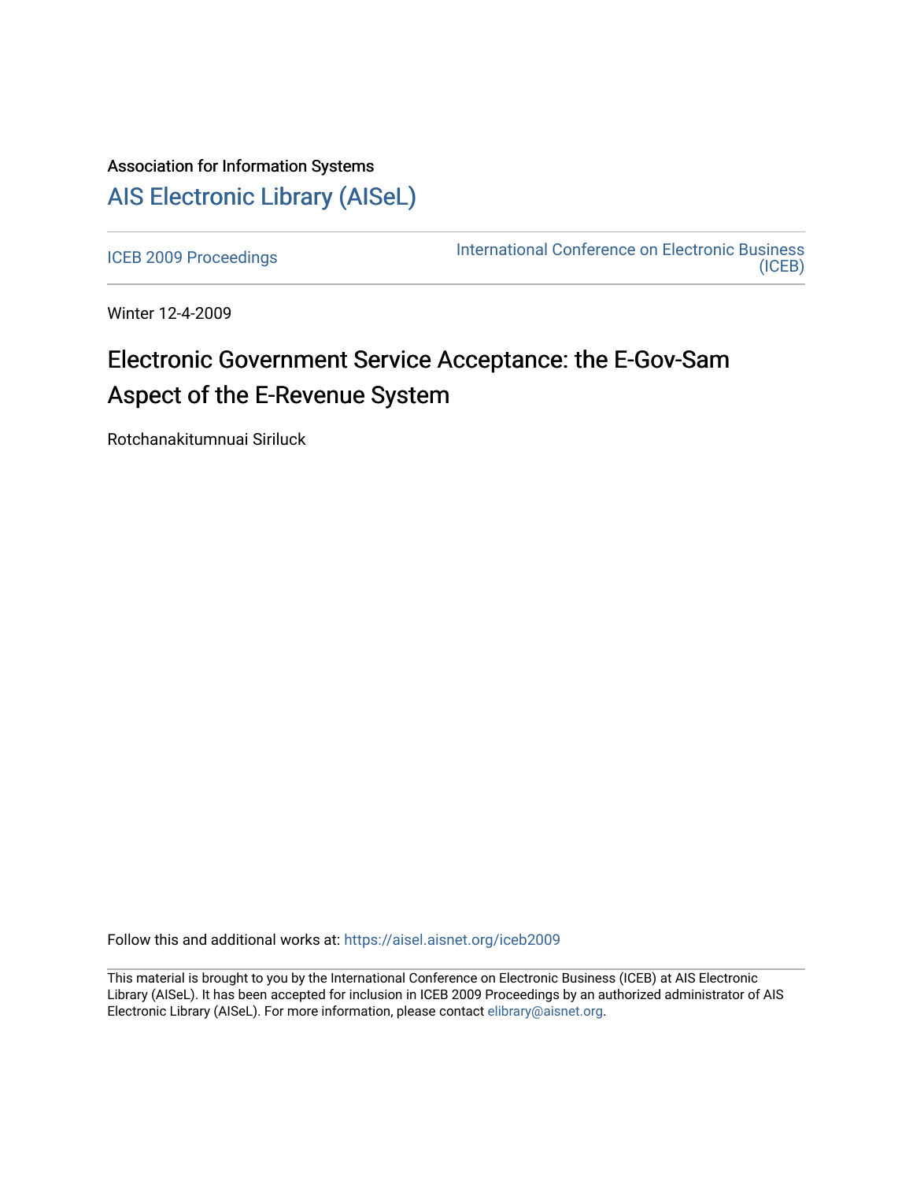Association for Information Systems

# AIS Electronic Library (AISeL)

ICEB 2009 Proceedings

International Conference on Electronic Business (ICEB)

Winter 12-4-2009

# Electronic Government Service Acceptance: the E-Gov-Sam Aspect of the E-Revenue System

Rotchanakitumnuai Siriluck

Follow this and additional works at: https://aisel.aisnet.org/iceb2009

This material is brought to you by the International Conference on Electronic Business (ICEB) at AIS Electronic Library (AISeL). It has been accepted for inclusion in ICEB 2009 Proceedings by an authorized administrator of AIS Electronic Library (AISeL). For more information, please contact elibrary@aisnet.org.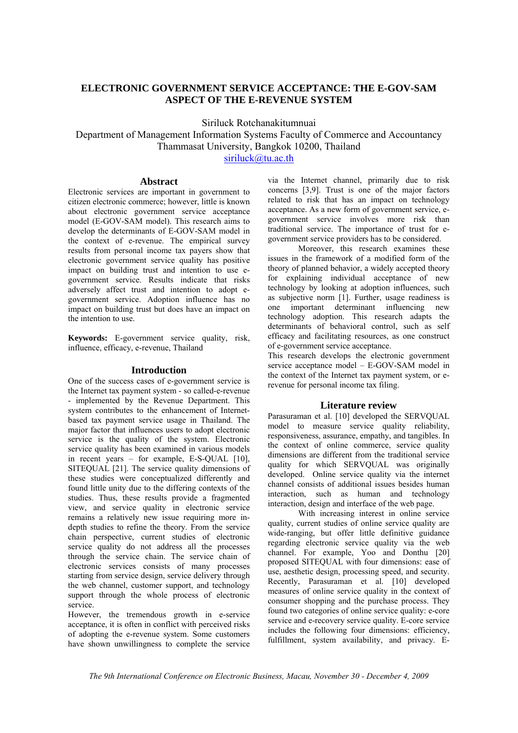# ELECTRONIC GOVERNMENT SERVICE ACCEPTANCE: THE E-GOV-SAM ASPECT OF THE E-REVENUE SYSTEM

Siriluck Rotchanakitumnuai
Department of Management Information Systems Faculty of Commerce and Accountancy
Thammasat University, Bangkok 10200, Thailand
siriluck@tu.ac.th

## Abstract

Electronic services are important in government to citizen electronic commerce; however, little is known about electronic government service acceptance model (E-GOV-SAM model). This research aims to develop the determinants of E-GOV-SAM model in the context of e-revenue. The empirical survey results from personal income tax payers show that electronic government service quality has positive impact on building trust and intention to use e-government service. Results indicate that risks adversely affect trust and intention to adopt e-government service. Adoption influence has no impact on building trust but does have an impact on the intention to use.

**Keywords:** E-government service quality, risk, influence, efficacy, e-revenue, Thailand

## Introduction

One of the success cases of e-government service is the Internet tax payment system - so called-e-revenue - implemented by the Revenue Department. This system contributes to the enhancement of Internet-based tax payment service usage in Thailand. The major factor that influences users to adopt electronic service is the quality of the system. Electronic service quality has been examined in various models in recent years – for example, E-S-QUAL [10], SITEQUAL [21]. The service quality dimensions of these studies were conceptualized differently and found little unity due to the differing contexts of the studies. Thus, these results provide a fragmented view, and service quality in electronic service remains a relatively new issue requiring more in-depth studies to refine the theory. From the service chain perspective, current studies of electronic service quality do not address all the processes through the service chain. The service chain of electronic services consists of many processes starting from service design, service delivery through the web channel, customer support, and technology support through the whole process of electronic service.

However, the tremendous growth in e-service acceptance, it is often in conflict with perceived risks of adopting the e-revenue system. Some customers have shown unwillingness to complete the service via the Internet channel, primarily due to risk concerns [3,9]. Trust is one of the major factors related to risk that has an impact on technology acceptance. As a new form of government service, e-government service involves more risk than traditional service. The importance of trust for e-government service providers has to be considered.

Moreover, this research examines these issues in the framework of a modified form of the theory of planned behavior, a widely accepted theory for explaining individual acceptance of new technology by looking at adoption influences, such as subjective norm [1]. Further, usage readiness is one important determinant influencing new technology adoption. This research adapts the determinants of behavioral control, such as self efficacy and facilitating resources, as one construct of e-government service acceptance.

This research develops the electronic government service acceptance model – E-GOV-SAM model in the context of the Internet tax payment system, or e-revenue for personal income tax filing.

## Literature review

Parasuraman et al. [10] developed the SERVQUAL model to measure service quality reliability, responsiveness, assurance, empathy, and tangibles. In the context of online commerce, service quality dimensions are different from the traditional service quality for which SERVQUAL was originally developed. Online service quality via the internet channel consists of additional issues besides human interaction, such as human and technology interaction, design and interface of the web page.

With increasing interest in online service quality, current studies of online service quality are wide-ranging, but offer little definitive guidance regarding electronic service quality via the web channel. For example, Yoo and Donthu [20] proposed SITEQUAL with four dimensions: ease of use, aesthetic design, processing speed, and security. Recently, Parasuraman et al. [10] developed measures of online service quality in the context of consumer shopping and the purchase process. They found two categories of online service quality: e-core service and e-recovery service quality. E-core service includes the following four dimensions: efficiency, fulfillment, system availability, and privacy. E-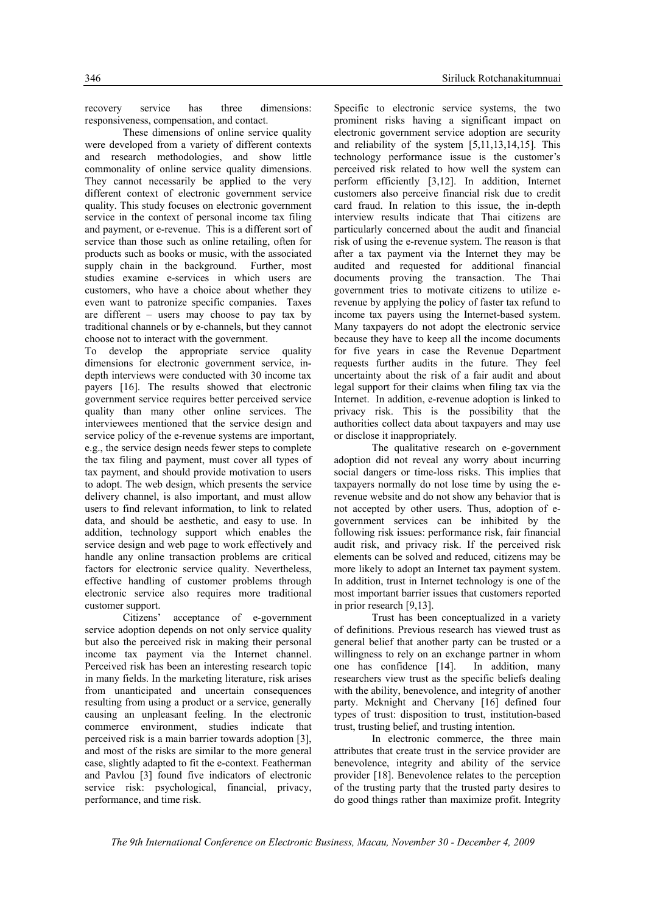recovery service has three dimensions: responsiveness, compensation, and contact.

These dimensions of online service quality were developed from a variety of different contexts and research methodologies, and show little commonality of online service quality dimensions. They cannot necessarily be applied to the very different context of electronic government service quality. This study focuses on electronic government service in the context of personal income tax filing and payment, or e-revenue. This is a different sort of service than those such as online retailing, often for products such as books or music, with the associated supply chain in the background. Further, most studies examine e-services in which users are customers, who have a choice about whether they even want to patronize specific companies. Taxes are different – users may choose to pay tax by traditional channels or by e-channels, but they cannot choose not to interact with the government.

To develop the appropriate service quality dimensions for electronic government service, in-depth interviews were conducted with 30 income tax payers [16]. The results showed that electronic government service requires better perceived service quality than many other online services. The interviewees mentioned that the service design and service policy of the e-revenue systems are important, e.g., the service design needs fewer steps to complete the tax filing and payment, must cover all types of tax payment, and should provide motivation to users to adopt. The web design, which presents the service delivery channel, is also important, and must allow users to find relevant information, to link to related data, and should be aesthetic, and easy to use. In addition, technology support which enables the service design and web page to work effectively and handle any online transaction problems are critical factors for electronic service quality. Nevertheless, effective handling of customer problems through electronic service also requires more traditional customer support.

Citizens' acceptance of e-government service adoption depends on not only service quality but also the perceived risk in making their personal income tax payment via the Internet channel. Perceived risk has been an interesting research topic in many fields. In the marketing literature, risk arises from unanticipated and uncertain consequences resulting from using a product or a service, generally causing an unpleasant feeling. In the electronic commerce environment, studies indicate that perceived risk is a main barrier towards adoption [3], and most of the risks are similar to the more general case, slightly adapted to fit the e-context. Featherman and Pavlou [3] found five indicators of electronic service risk: psychological, financial, privacy, performance, and time risk.

Specific to electronic service systems, the two prominent risks having a significant impact on electronic government service adoption are security and reliability of the system [5,11,13,14,15]. This technology performance issue is the customer's perceived risk related to how well the system can perform efficiently [3,12]. In addition, Internet customers also perceive financial risk due to credit card fraud. In relation to this issue, the in-depth interview results indicate that Thai citizens are particularly concerned about the audit and financial risk of using the e-revenue system. The reason is that after a tax payment via the Internet they may be audited and requested for additional financial documents proving the transaction. The Thai government tries to motivate citizens to utilize e-revenue by applying the policy of faster tax refund to income tax payers using the Internet-based system. Many taxpayers do not adopt the electronic service because they have to keep all the income documents for five years in case the Revenue Department requests further audits in the future. They feel uncertainty about the risk of a fair audit and about legal support for their claims when filing tax via the Internet. In addition, e-revenue adoption is linked to privacy risk. This is the possibility that the authorities collect data about taxpayers and may use or disclose it inappropriately.

The qualitative research on e-government adoption did not reveal any worry about incurring social dangers or time-loss risks. This implies that taxpayers normally do not lose time by using the e-revenue website and do not show any behavior that is not accepted by other users. Thus, adoption of e-government services can be inhibited by the following risk issues: performance risk, fair financial audit risk, and privacy risk. If the perceived risk elements can be solved and reduced, citizens may be more likely to adopt an Internet tax payment system. In addition, trust in Internet technology is one of the most important barrier issues that customers reported in prior research [9,13].

Trust has been conceptualized in a variety of definitions. Previous research has viewed trust as general belief that another party can be trusted or a willingness to rely on an exchange partner in whom one has confidence [14]. In addition, many researchers view trust as the specific beliefs dealing with the ability, benevolence, and integrity of another party. Mcknight and Chervany [16] defined four types of trust: disposition to trust, institution-based trust, trusting belief, and trusting intention.

In electronic commerce, the three main attributes that create trust in the service provider are benevolence, integrity and ability of the service provider [18]. Benevolence relates to the perception of the trusting party that the trusted party desires to do good things rather than maximize profit. Integrity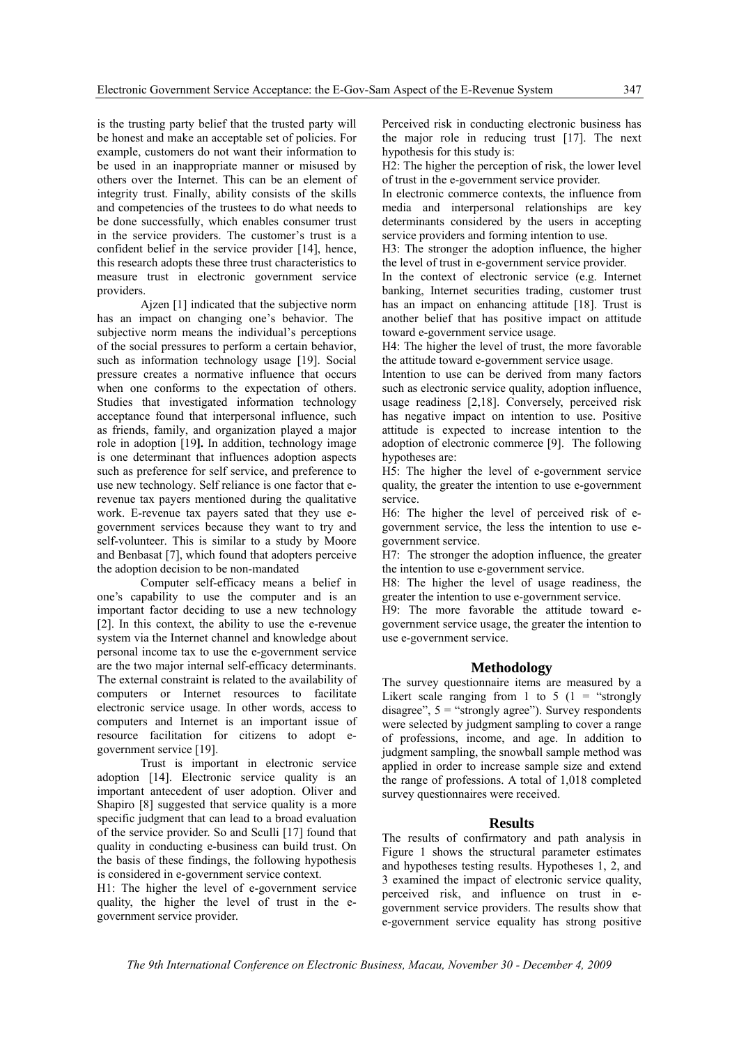is the trusting party belief that the trusted party will be honest and make an acceptable set of policies. For example, customers do not want their information to be used in an inappropriate manner or misused by others over the Internet. This can be an element of integrity trust. Finally, ability consists of the skills and competencies of the trustees to do what needs to be done successfully, which enables consumer trust in the service providers. The customer's trust is a confident belief in the service provider [14], hence, this research adopts these three trust characteristics to measure trust in electronic government service providers.

Ajzen [1] indicated that the subjective norm has an impact on changing one's behavior. The subjective norm means the individual's perceptions of the social pressures to perform a certain behavior, such as information technology usage [19]. Social pressure creates a normative influence that occurs when one conforms to the expectation of others. Studies that investigated information technology acceptance found that interpersonal influence, such as friends, family, and organization played a major role in adoption [19**].** In addition, technology image is one determinant that influences adoption aspects such as preference for self service, and preference to use new technology. Self reliance is one factor that e-revenue tax payers mentioned during the qualitative work. E-revenue tax payers sated that they use e-government services because they want to try and self-volunteer. This is similar to a study by Moore and Benbasat [7], which found that adopters perceive the adoption decision to be non-mandated

Computer self-efficacy means a belief in one's capability to use the computer and is an important factor deciding to use a new technology [2]. In this context, the ability to use the e-revenue system via the Internet channel and knowledge about personal income tax to use the e-government service are the two major internal self-efficacy determinants. The external constraint is related to the availability of computers or Internet resources to facilitate electronic service usage. In other words, access to computers and Internet is an important issue of resource facilitation for citizens to adopt e-government service [19].

Trust is important in electronic service adoption [14]. Electronic service quality is an important antecedent of user adoption. Oliver and Shapiro [8] suggested that service quality is a more specific judgment that can lead to a broad evaluation of the service provider. So and Sculli [17] found that quality in conducting e-business can build trust. On the basis of these findings, the following hypothesis is considered in e-government service context.

H1: The higher the level of e-government service quality, the higher the level of trust in the e-government service provider.

Perceived risk in conducting electronic business has the major role in reducing trust [17]. The next hypothesis for this study is:

H2: The higher the perception of risk, the lower level of trust in the e-government service provider.

In electronic commerce contexts, the influence from media and interpersonal relationships are key determinants considered by the users in accepting service providers and forming intention to use.

H3: The stronger the adoption influence, the higher the level of trust in e-government service provider.

In the context of electronic service (e.g. Internet banking, Internet securities trading, customer trust has an impact on enhancing attitude [18]. Trust is another belief that has positive impact on attitude toward e-government service usage.

H4: The higher the level of trust, the more favorable the attitude toward e-government service usage.

Intention to use can be derived from many factors such as electronic service quality, adoption influence, usage readiness [2,18]. Conversely, perceived risk has negative impact on intention to use. Positive attitude is expected to increase intention to the adoption of electronic commerce [9]. The following hypotheses are:

H5: The higher the level of e-government service quality, the greater the intention to use e-government service.

H6: The higher the level of perceived risk of e-government service, the less the intention to use e-government service.

H7: The stronger the adoption influence, the greater the intention to use e-government service.

H8: The higher the level of usage readiness, the greater the intention to use e-government service.

H9: The more favorable the attitude toward e-government service usage, the greater the intention to use e-government service.

## Methodology

The survey questionnaire items are measured by a Likert scale ranging from 1 to 5 (1 = "strongly disagree", 5 = "strongly agree"). Survey respondents were selected by judgment sampling to cover a range of professions, income, and age. In addition to judgment sampling, the snowball sample method was applied in order to increase sample size and extend the range of professions. A total of 1,018 completed survey questionnaires were received.

## Results

The results of confirmatory and path analysis in Figure 1 shows the structural parameter estimates and hypotheses testing results. Hypotheses 1, 2, and 3 examined the impact of electronic service quality, perceived risk, and influence on trust in e-government service providers. The results show that e-government service equality has strong positive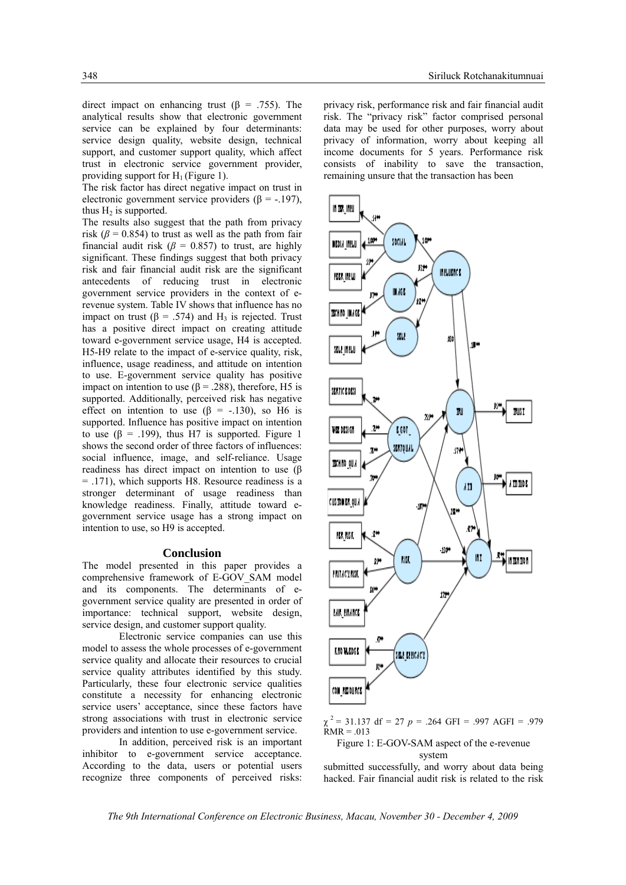direct impact on enhancing trust (β = .755). The analytical results show that electronic government service can be explained by four determinants: service design quality, website design, technical support, and customer support quality, which affect trust in electronic service government provider, providing support for $H_1$ (Figure 1).

The risk factor has direct negative impact on trust in electronic government service providers (β = -.197), thus $H_2$ is supported.

The results also suggest that the path from privacy risk ($\beta$ = 0.854) to trust as well as the path from fair financial audit risk ($\beta$ = 0.857) to trust, are highly significant. These findings suggest that both privacy risk and fair financial audit risk are the significant antecedents of reducing trust in electronic government service providers in the context of e-revenue system. Table IV shows that influence has no impact on trust (β = .574) and $H_3$ is rejected. Trust has a positive direct impact on creating attitude toward e-government service usage, H4 is accepted. H5-H9 relate to the impact of e-service quality, risk, influence, usage readiness, and attitude on intention to use. E-government service quality has positive impact on intention to use (β = .288), therefore, H5 is supported. Additionally, perceived risk has negative effect on intention to use (β = -.130), so H6 is supported. Influence has positive impact on intention to use (β = .199), thus H7 is supported. Figure 1 shows the second order of three factors of influences: social influence, image, and self-reliance. Usage readiness has direct impact on intention to use (β = .171), which supports H8. Resource readiness is a stronger determinant of usage readiness than knowledge readiness. Finally, attitude toward e-government service usage has a strong impact on intention to use, so H9 is accepted.

## Conclusion

The model presented in this paper provides a comprehensive framework of E-GOV_SAM model and its components. The determinants of e-government service quality are presented in order of importance: technical support, website design, service design, and customer support quality.

Electronic service companies can use this model to assess the whole processes of e-government service quality and allocate their resources to crucial service quality attributes identified by this study. Particularly, these four electronic service qualities constitute a necessity for enhancing electronic service users' acceptance, since these factors have strong associations with trust in electronic service providers and intention to use e-government service.

In addition, perceived risk is an important inhibitor to e-government service acceptance. According to the data, users or potential users recognize three components of perceived risks: privacy risk, performance risk and fair financial audit risk. The "privacy risk" factor comprised personal data may be used for other purposes, worry about privacy of information, worry about keeping all income documents for 5 years. Performance risk consists of inability to save the transaction, remaining unsure that the transaction has been submitted successfully, and worry about data being hacked. Fair financial audit risk is related to the risk

$\chi^2$ = 31.137 df = 27 $p$ = .264 GFI = .997 AGFI = .979 RMR = .013

Figure 1: E-GOV-SAM aspect of the e-revenue system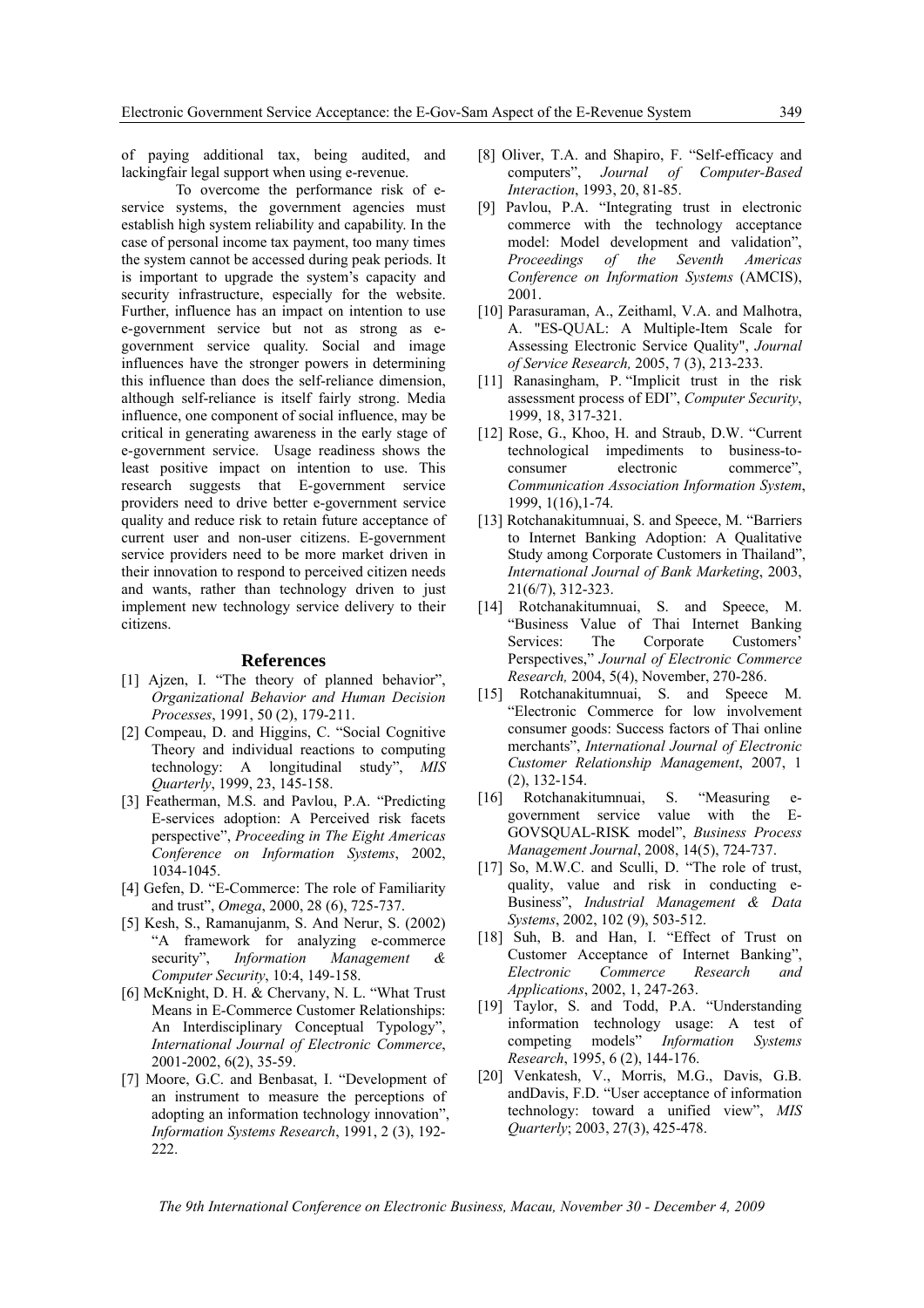of paying additional tax, being audited, and lackingfair legal support when using e-revenue.

To overcome the performance risk of e-service systems, the government agencies must establish high system reliability and capability. In the case of personal income tax payment, too many times the system cannot be accessed during peak periods. It is important to upgrade the system's capacity and security infrastructure, especially for the website. Further, influence has an impact on intention to use e-government service but not as strong as e-government service quality. Social and image influences have the stronger powers in determining this influence than does the self-reliance dimension, although self-reliance is itself fairly strong. Media influence, one component of social influence, may be critical in generating awareness in the early stage of e-government service. Usage readiness shows the least positive impact on intention to use. This research suggests that E-government service providers need to drive better e-government service quality and reduce risk to retain future acceptance of current user and non-user citizens. E-government service providers need to be more market driven in their innovation to respond to perceived citizen needs and wants, rather than technology driven to just implement new technology service delivery to their citizens.

## References

[1] Ajzen, I. "The theory of planned behavior", *Organizational Behavior and Human Decision Processes*, 1991, 50 (2), 179-211.

[2] Compeau, D. and Higgins, C. "Social Cognitive Theory and individual reactions to computing technology: A longitudinal study", *MIS Quarterly*, 1999, 23, 145-158.

[3] Featherman, M.S. and Pavlou, P.A. "Predicting E-services adoption: A Perceived risk facets perspective", *Proceeding in The Eight Americas Conference on Information Systems*, 2002, 1034-1045.

[4] Gefen, D. "E-Commerce: The role of Familiarity and trust", *Omega*, 2000, 28 (6), 725-737.

[5] Kesh, S., Ramanujanm, S. And Nerur, S. (2002) "A framework for analyzing e-commerce security", *Information Management & Computer Security*, 10:4, 149-158.

[6] McKnight, D. H. & Chervany, N. L. "What Trust Means in E-Commerce Customer Relationships: An Interdisciplinary Conceptual Typology", *International Journal of Electronic Commerce*, 2001-2002, 6(2), 35-59.

[7] Moore, G.C. and Benbasat, I. "Development of an instrument to measure the perceptions of adopting an information technology innovation", *Information Systems Research*, 1991, 2 (3), 192-222.

[8] Oliver, T.A. and Shapiro, F. "Self-efficacy and computers", *Journal of Computer-Based Interaction*, 1993, 20, 81-85.

[9] Pavlou, P.A. "Integrating trust in electronic commerce with the technology acceptance model: Model development and validation", *Proceedings of the Seventh Americas Conference on Information Systems* (AMCIS), 2001.

[10] Parasuraman, A., Zeithaml, V.A. and Malhotra, A. "ES-QUAL: A Multiple-Item Scale for Assessing Electronic Service Quality", *Journal of Service Research,* 2005, 7 (3), 213-233.

[11] Ranasingham, P. "Implicit trust in the risk assessment process of EDI", *Computer Security*, 1999, 18, 317-321.

[12] Rose, G., Khoo, H. and Straub, D.W. "Current technological impediments to business-to-consumer electronic commerce", *Communication Association Information System*, 1999, 1(16),1-74.

[13] Rotchanakitumnuai, S. and Speece, M. "Barriers to Internet Banking Adoption: A Qualitative Study among Corporate Customers in Thailand", *International Journal of Bank Marketing*, 2003, 21(6/7), 312-323.

[14] Rotchanakitumnuai, S. and Speece, M. "Business Value of Thai Internet Banking Services: The Corporate Customers' Perspectives," *Journal of Electronic Commerce Research,* 2004, 5(4), November, 270-286.

[15] Rotchanakitumnuai, S. and Speece M. "Electronic Commerce for low involvement consumer goods: Success factors of Thai online merchants", *International Journal of Electronic Customer Relationship Management*, 2007, 1 (2), 132-154.

[16] Rotchanakitumnuai, S. "Measuring e-government service value with the E-GOVSQUAL-RISK model", *Business Process Management Journal*, 2008, 14(5), 724-737.

[17] So, M.W.C. and Sculli, D. "The role of trust, quality, value and risk in conducting e-Business", *Industrial Management & Data Systems*, 2002, 102 (9), 503-512.

[18] Suh, B. and Han, I. "Effect of Trust on Customer Acceptance of Internet Banking", *Electronic Commerce Research and Applications*, 2002, 1, 247-263.

[19] Taylor, S. and Todd, P.A. "Understanding information technology usage: A test of competing models" *Information Systems Research*, 1995, 6 (2), 144-176.

[20] Venkatesh, V., Morris, M.G., Davis, G.B. andDavis, F.D. "User acceptance of information technology: toward a unified view", *MIS Quarterly*; 2003, 27(3), 425-478.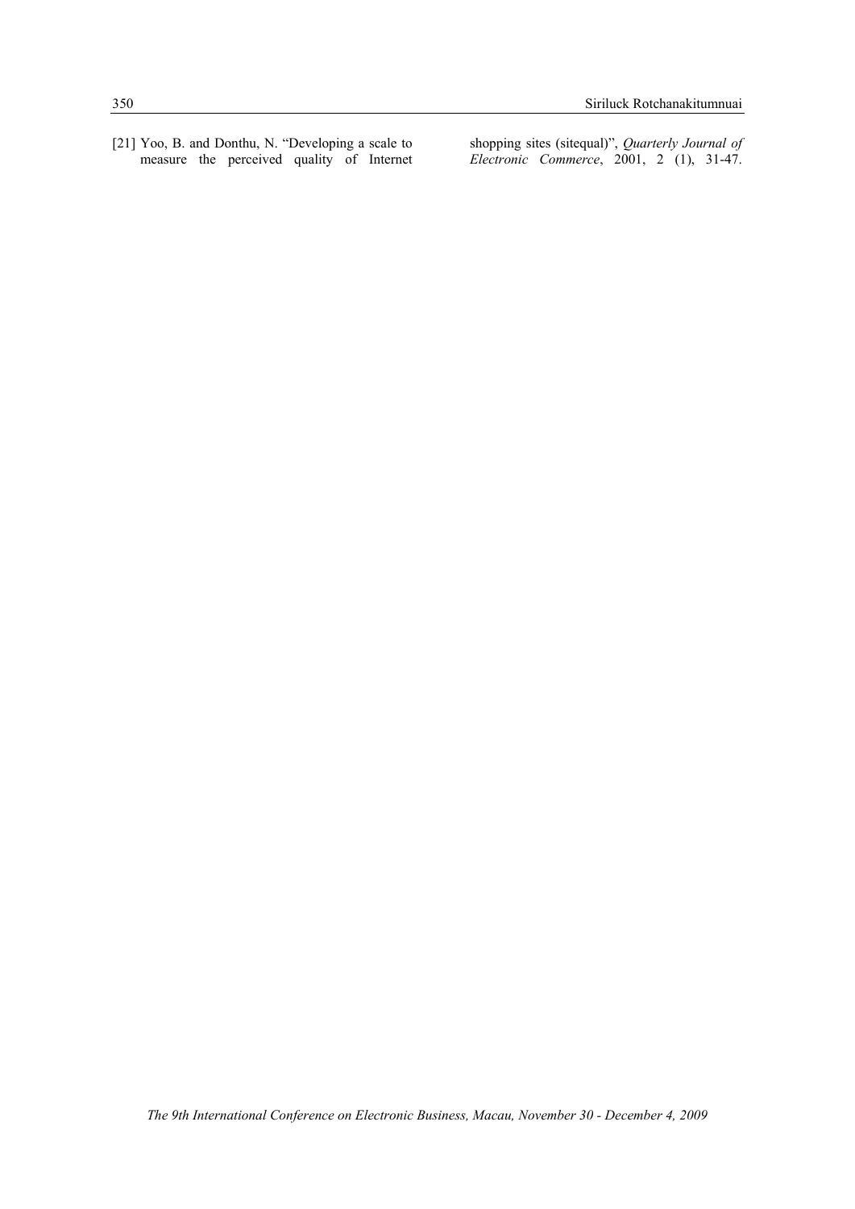[21] Yoo, B. and Donthu, N. "Developing a scale to measure the perceived quality of Internet shopping sites (sitequal)", *Quarterly Journal of Electronic Commerce*, 2001, 2 (1), 31-47.